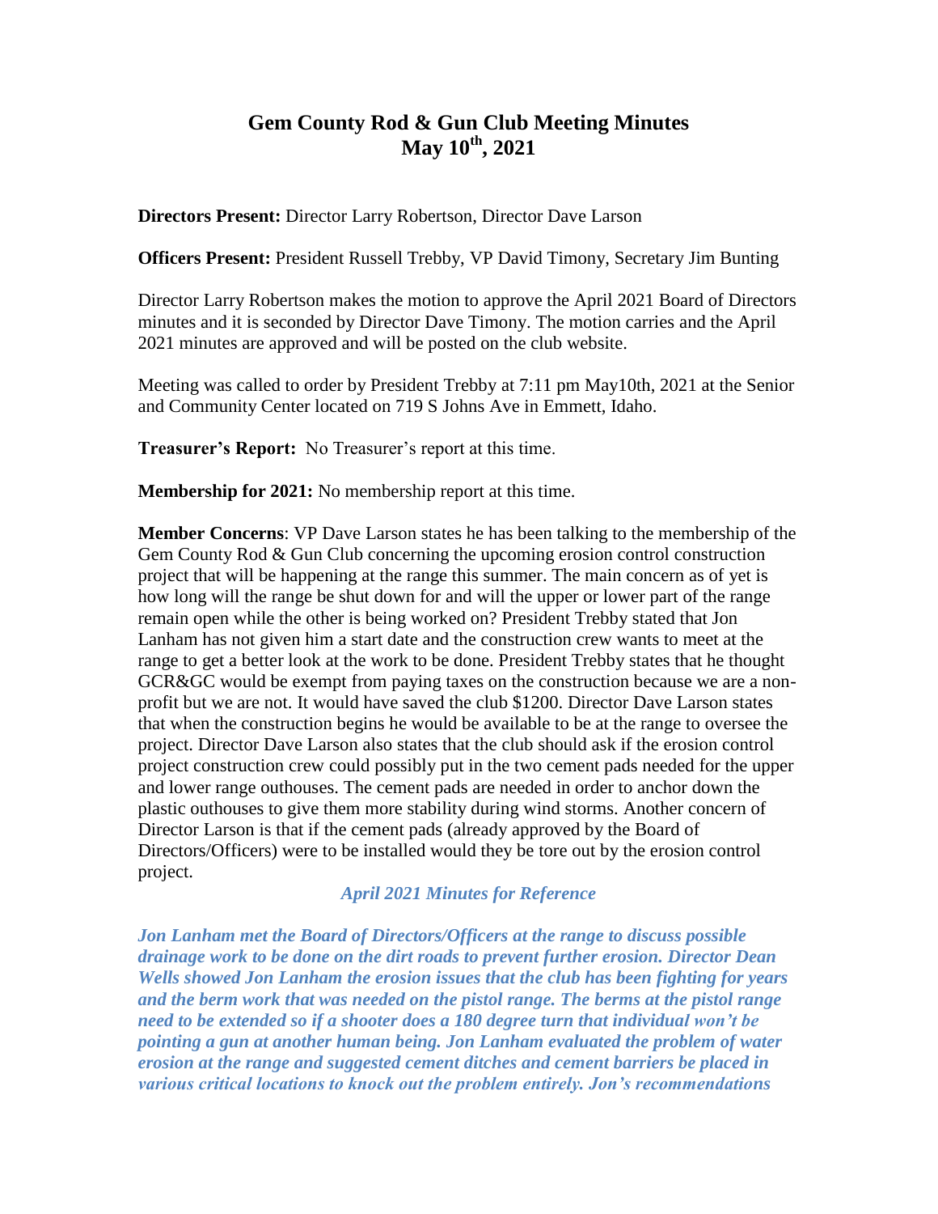# Gem County Rod & Gun Club Meeting Minutes
## May 10th, 2021

**Directors Present:** Director Larry Robertson, Director Dave Larson

**Officers Present:** President Russell Trebby, VP David Timony, Secretary Jim Bunting

Director Larry Robertson makes the motion to approve the April 2021 Board of Directors minutes and it is seconded by Director Dave Timony. The motion carries and the April 2021 minutes are approved and will be posted on the club website.

Meeting was called to order by President Trebby at 7:11 pm May10th, 2021 at the Senior and Community Center located on 719 S Johns Ave in Emmett, Idaho.

**Treasurer's Report:** No Treasurer's report at this time.

**Membership for 2021:** No membership report at this time.

**Member Concerns**: VP Dave Larson states he has been talking to the membership of the Gem County Rod & Gun Club concerning the upcoming erosion control construction project that will be happening at the range this summer. The main concern as of yet is how long will the range be shut down for and will the upper or lower part of the range remain open while the other is being worked on? President Trebby stated that Jon Lanham has not given him a start date and the construction crew wants to meet at the range to get a better look at the work to be done. President Trebby states that he thought GCR&GC would be exempt from paying taxes on the construction because we are a non-profit but we are not. It would have saved the club $1200. Director Dave Larson states that when the construction begins he would be available to be at the range to oversee the project. Director Dave Larson also states that the club should ask if the erosion control project construction crew could possibly put in the two cement pads needed for the upper and lower range outhouses. The cement pads are needed in order to anchor down the plastic outhouses to give them more stability during wind storms. Another concern of Director Larson is that if the cement pads (already approved by the Board of Directors/Officers) were to be installed would they be tore out by the erosion control project.

***April 2021 Minutes for Reference***

***Jon Lanham met the Board of Directors/Officers at the range to discuss possible drainage work to be done on the dirt roads to prevent further erosion. Director Dean Wells showed Jon Lanham the erosion issues that the club has been fighting for years and the berm work that was needed on the pistol range. The berms at the pistol range need to be extended so if a shooter does a 180 degree turn that individual won't be pointing a gun at another human being. Jon Lanham evaluated the problem of water erosion at the range and suggested cement ditches and cement barriers be placed in various critical locations to knock out the problem entirely. Jon's recommendations***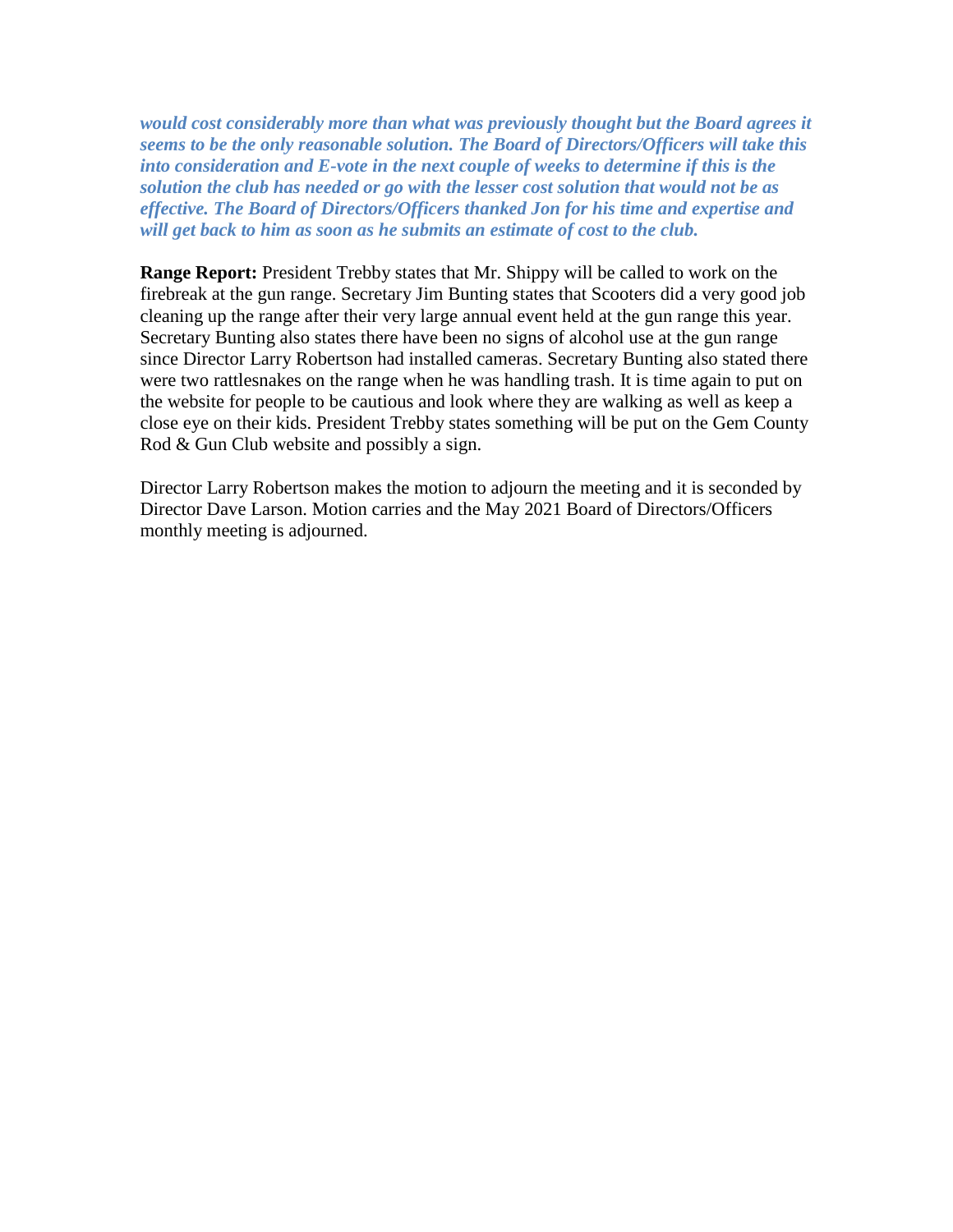***would cost considerably more than what was previously thought but the Board agrees it seems to be the only reasonable solution. The Board of Directors/Officers will take this into consideration and E-vote in the next couple of weeks to determine if this is the solution the club has needed or go with the lesser cost solution that would not be as effective. The Board of Directors/Officers thanked Jon for his time and expertise and will get back to him as soon as he submits an estimate of cost to the club.***

**Range Report:** President Trebby states that Mr. Shippy will be called to work on the firebreak at the gun range. Secretary Jim Bunting states that Scooters did a very good job cleaning up the range after their very large annual event held at the gun range this year. Secretary Bunting also states there have been no signs of alcohol use at the gun range since Director Larry Robertson had installed cameras. Secretary Bunting also stated there were two rattlesnakes on the range when he was handling trash. It is time again to put on the website for people to be cautious and look where they are walking as well as keep a close eye on their kids. President Trebby states something will be put on the Gem County Rod & Gun Club website and possibly a sign.

Director Larry Robertson makes the motion to adjourn the meeting and it is seconded by Director Dave Larson. Motion carries and the May 2021 Board of Directors/Officers monthly meeting is adjourned.